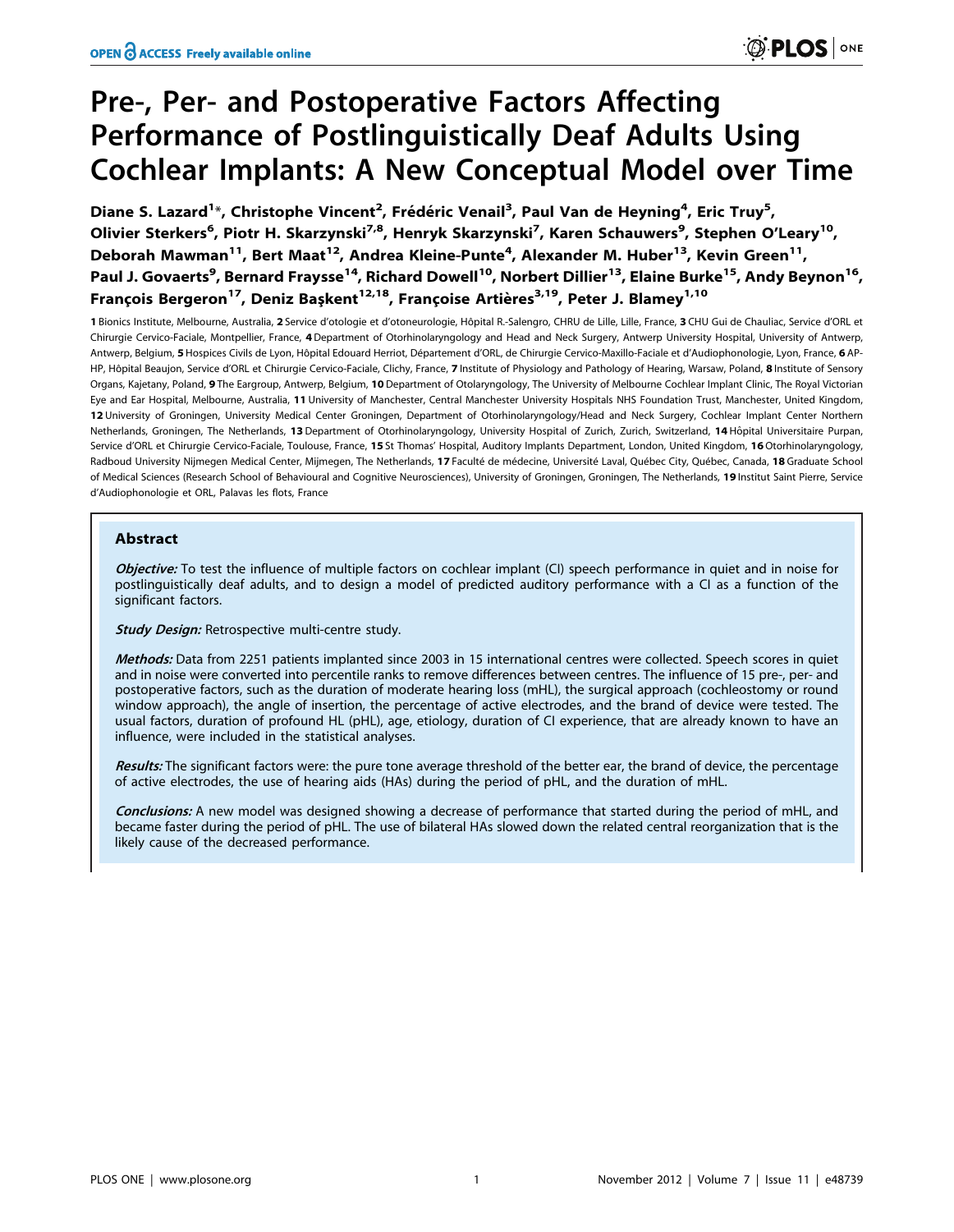# Pre-, Per- and Postoperative Factors Affecting Performance of Postlinguistically Deaf Adults Using Cochlear Implants: A New Conceptual Model over Time

**Diane S. Lazard[1]*, Christophe Vincent[2], Frédéric Venail[3], Paul Van de Heyning[4], Eric Truy[5], Olivier Sterkers[6], Piotr H. Skarzynski[7,8], Henryk Skarzynski[7], Karen Schauwers[9], Stephen O'Leary[10], Deborah Mawman[11], Bert Maat[12], Andrea Kleine-Punte[4], Alexander M. Huber[13], Kevin Green[11], Paul J. Govaerts[9], Bernard Fraysse[14], Richard Dowell[10], Norbert Dillier[13], Elaine Burke[15], Andy Beynon[16], François Bergeron[17], Deniz Başkent[12,18], Françoise Artières[3,19], Peter J. Blamey[1,10]**

1 Bionics Institute, Melbourne, Australia, 2 Service d'otologie et d'otoneurologie, Hôpital R.-Salengro, CHRU de Lille, Lille, France, 3 CHU Gui de Chauliac, Service d'ORL et Chirurgie Cervico-Faciale, Montpellier, France, 4 Department of Otorhinolaryngology and Head and Neck Surgery, Antwerp University Hospital, University of Antwerp, Antwerp, Belgium, 5 Hospices Civils de Lyon, Hôpital Edouard Herriot, Département d'ORL, de Chirurgie Cervico-Maxillo-Faciale et d'Audiophonologie, Lyon, France, 6 AP-HP, Hôpital Beaujon, Service d'ORL et Chirurgie Cervico-Faciale, Clichy, France, 7 Institute of Physiology and Pathology of Hearing, Warsaw, Poland, 8 Institute of Sensory Organs, Kajetany, Poland, 9 The Eargroup, Antwerp, Belgium, 10 Department of Otolaryngology, The University of Melbourne Cochlear Implant Clinic, The Royal Victorian Eye and Ear Hospital, Melbourne, Australia, 11 University of Manchester, Central Manchester University Hospitals NHS Foundation Trust, Manchester, United Kingdom, 12 University of Groningen, University Medical Center Groningen, Department of Otorhinolaryngology/Head and Neck Surgery, Cochlear Implant Center Northern Netherlands, Groningen, The Netherlands, 13 Department of Otorhinolaryngology, University Hospital of Zurich, Zurich, Switzerland, 14 Hôpital Universitaire Purpan, Service d'ORL et Chirurgie Cervico-Faciale, Toulouse, France, 15 St Thomas' Hospital, Auditory Implants Department, London, United Kingdom, 16 Otorhinolaryngology, Radboud University Nijmegen Medical Center, Mijmegen, The Netherlands, 17 Faculté de médecine, Université Laval, Québec City, Québec, Canada, 18 Graduate School of Medical Sciences (Research School of Behavioural and Cognitive Neurosciences), University of Groningen, Groningen, The Netherlands, 19 Institut Saint Pierre, Service d'Audiophonologie et ORL, Palavas les flots, France

## Abstract

***Objective:*** To test the influence of multiple factors on cochlear implant (CI) speech performance in quiet and in noise for postlinguistically deaf adults, and to design a model of predicted auditory performance with a CI as a function of the significant factors.

***Study Design:*** Retrospective multi-centre study.

***Methods:*** Data from 2251 patients implanted since 2003 in 15 international centres were collected. Speech scores in quiet and in noise were converted into percentile ranks to remove differences between centres. The influence of 15 pre-, per- and postoperative factors, such as the duration of moderate hearing loss (mHL), the surgical approach (cochleostomy or round window approach), the angle of insertion, the percentage of active electrodes, and the brand of device were tested. The usual factors, duration of profound HL (pHL), age, etiology, duration of CI experience, that are already known to have an influence, were included in the statistical analyses.

***Results:*** The significant factors were: the pure tone average threshold of the better ear, the brand of device, the percentage of active electrodes, the use of hearing aids (HAs) during the period of pHL, and the duration of mHL.

***Conclusions:*** A new model was designed showing a decrease of performance that started during the period of mHL, and became faster during the period of pHL. The use of bilateral HAs slowed down the related central reorganization that is the likely cause of the decreased performance.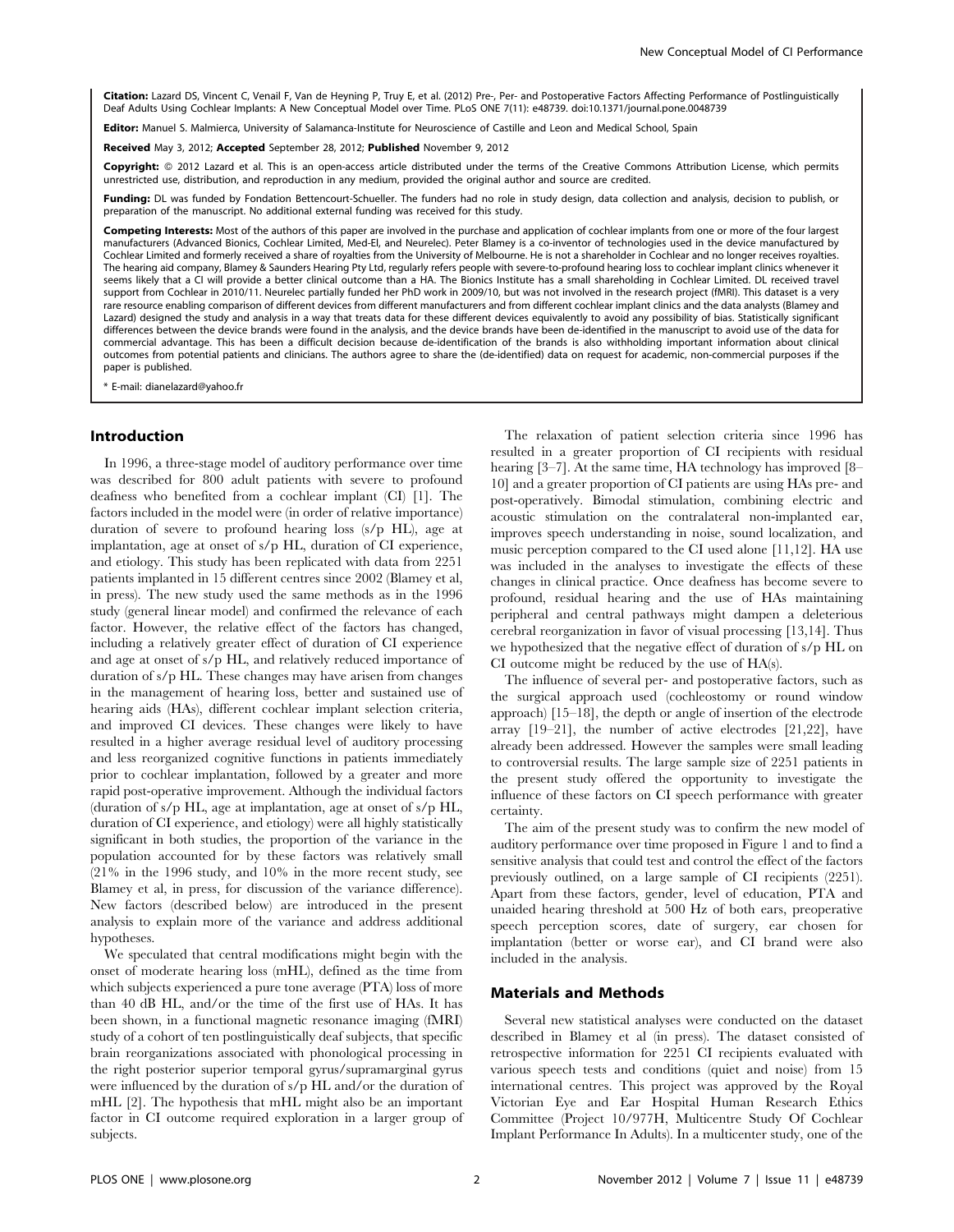**Citation:** Lazard DS, Vincent C, Venail F, Van de Heyning P, Truy E, et al. (2012) Pre-, Per- and Postoperative Factors Affecting Performance of Postlinguistically Deaf Adults Using Cochlear Implants: A New Conceptual Model over Time. PLoS ONE 7(11): e48739. doi:10.1371/journal.pone.0048739

**Editor:** Manuel S. Malmierca, University of Salamanca-Institute for Neuroscience of Castille and Leon and Medical School, Spain

**Received** May 3, 2012; **Accepted** September 28, 2012; **Published** November 9, 2012

**Copyright:** © 2012 Lazard et al. This is an open-access article distributed under the terms of the Creative Commons Attribution License, which permits unrestricted use, distribution, and reproduction in any medium, provided the original author and source are credited.

**Funding:** DL was funded by Fondation Bettencourt-Schueller. The funders had no role in study design, data collection and analysis, decision to publish, or preparation of the manuscript. No additional external funding was received for this study.

**Competing Interests:** Most of the authors of this paper are involved in the purchase and application of cochlear implants from one or more of the four largest manufacturers (Advanced Bionics, Cochlear Limited, Med-El, and Neurelec). Peter Blamey is a co-inventor of technologies used in the device manufactured by Cochlear Limited and formerly received a share of royalties from the University of Melbourne. He is not a shareholder in Cochlear and no longer receives royalties. The hearing aid company, Blamey & Saunders Hearing Pty Ltd, regularly refers people with severe-to-profound hearing loss to cochlear implant clinics whenever it seems likely that a CI will provide a better clinical outcome than a HA. The Bionics Institute has a small shareholding in Cochlear Limited. DL received travel support from Cochlear in 2010/11. Neurelec partially funded her PhD work in 2009/10, but was not involved in the research project (fMRI). This dataset is a very rare resource enabling comparison of different devices from different manufacturers and from different cochlear implant clinics and the data analysts (Blamey and Lazard) designed the study and analysis in a way that treats data for these different devices equivalently to avoid any possibility of bias. Statistically significant differences between the device brands were found in the analysis, and the device brands have been de-identified in the manuscript to avoid use of the data for commercial advantage. This has been a difficult decision because de-identification of the brands is also withholding important information about clinical outcomes from potential patients and clinicians. The authors agree to share the (de-identified) data on request for academic, non-commercial purposes if the paper is published.

* E-mail: dianelazard@yahoo.fr

## Introduction

In 1996, a three-stage model of auditory performance over time was described for 800 adult patients with severe to profound deafness who benefited from a cochlear implant (CI) [1]. The factors included in the model were (in order of relative importance) duration of severe to profound hearing loss (s/p HL), age at implantation, age at onset of s/p HL, duration of CI experience, and etiology. This study has been replicated with data from 2251 patients implanted in 15 different centres since 2002 (Blamey et al, in press). The new study used the same methods as in the 1996 study (general linear model) and confirmed the relevance of each factor. However, the relative effect of the factors has changed, including a relatively greater effect of duration of CI experience and age at onset of s/p HL, and relatively reduced importance of duration of s/p HL. These changes may have arisen from changes in the management of hearing loss, better and sustained use of hearing aids (HAs), different cochlear implant selection criteria, and improved CI devices. These changes were likely to have resulted in a higher average residual level of auditory processing and less reorganized cognitive functions in patients immediately prior to cochlear implantation, followed by a greater and more rapid post-operative improvement. Although the individual factors (duration of s/p HL, age at implantation, age at onset of s/p HL, duration of CI experience, and etiology) were all highly statistically significant in both studies, the proportion of the variance in the population accounted for by these factors was relatively small (21% in the 1996 study, and 10% in the more recent study, see Blamey et al, in press, for discussion of the variance difference). New factors (described below) are introduced in the present analysis to explain more of the variance and address additional hypotheses.

We speculated that central modifications might begin with the onset of moderate hearing loss (mHL), defined as the time from which subjects experienced a pure tone average (PTA) loss of more than 40 dB HL, and/or the time of the first use of HAs. It has been shown, in a functional magnetic resonance imaging (fMRI) study of a cohort of ten postlinguistically deaf subjects, that specific brain reorganizations associated with phonological processing in the right posterior superior temporal gyrus/supramarginal gyrus were influenced by the duration of s/p HL and/or the duration of mHL [2]. The hypothesis that mHL might also be an important factor in CI outcome required exploration in a larger group of subjects.

The relaxation of patient selection criteria since 1996 has resulted in a greater proportion of CI recipients with residual hearing [3–7]. At the same time, HA technology has improved [8–10] and a greater proportion of CI patients are using HAs pre- and post-operatively. Bimodal stimulation, combining electric and acoustic stimulation on the contralateral non-implanted ear, improves speech understanding in noise, sound localization, and music perception compared to the CI used alone [11,12]. HA use was included in the analyses to investigate the effects of these changes in clinical practice. Once deafness has become severe to profound, residual hearing and the use of HAs maintaining peripheral and central pathways might dampen a deleterious cerebral reorganization in favor of visual processing [13,14]. Thus we hypothesized that the negative effect of duration of s/p HL on CI outcome might be reduced by the use of HA(s).

The influence of several per- and postoperative factors, such as the surgical approach used (cochleostomy or round window approach) [15–18], the depth or angle of insertion of the electrode array [19–21], the number of active electrodes [21,22], have already been addressed. However the samples were small leading to controversial results. The large sample size of 2251 patients in the present study offered the opportunity to investigate the influence of these factors on CI speech performance with greater certainty.

The aim of the present study was to confirm the new model of auditory performance over time proposed in Figure 1 and to find a sensitive analysis that could test and control the effect of the factors previously outlined, on a large sample of CI recipients (2251). Apart from these factors, gender, level of education, PTA and unaided hearing threshold at 500 Hz of both ears, preoperative speech perception scores, date of surgery, ear chosen for implantation (better or worse ear), and CI brand were also included in the analysis.

## Materials and Methods

Several new statistical analyses were conducted on the dataset described in Blamey et al (in press). The dataset consisted of retrospective information for 2251 CI recipients evaluated with various speech tests and conditions (quiet and noise) from 15 international centres. This project was approved by the Royal Victorian Eye and Ear Hospital Human Research Ethics Committee (Project 10/977H, Multicentre Study Of Cochlear Implant Performance In Adults). In a multicenter study, one of the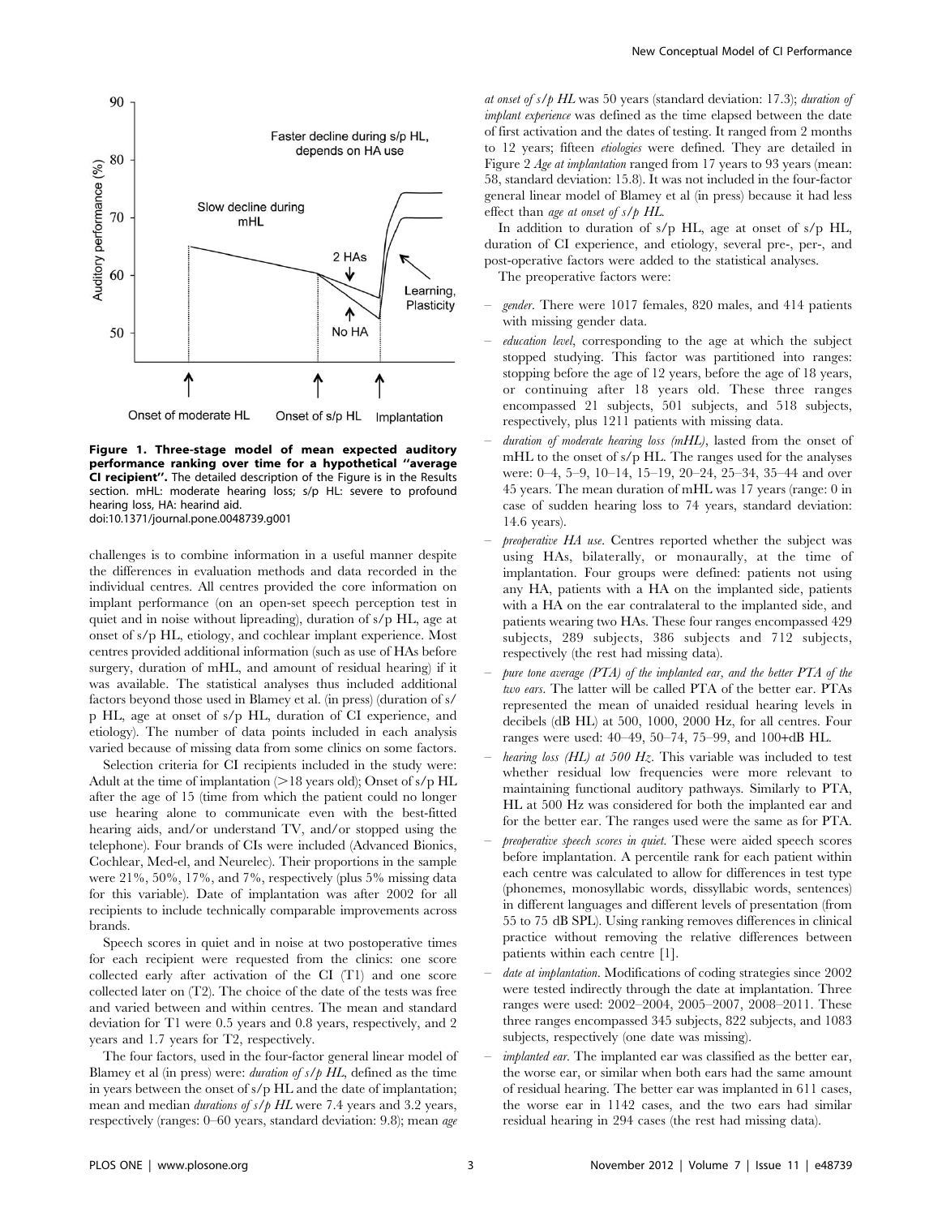Figure 1. Three-stage model of mean expected auditory performance ranking over time for a hypothetical "average CI recipient". The detailed description of the Figure is in the Results section. mHL: moderate hearing loss; s/p HL: severe to profound hearing loss, HA: hearind aid.
doi:10.1371/journal.pone.0048739.g001

challenges is to combine information in a useful manner despite the differences in evaluation methods and data recorded in the individual centres. All centres provided the core information on implant performance (on an open-set speech perception test in quiet and in noise without lipreading), duration of s/p HL, age at onset of s/p HL, etiology, and cochlear implant experience. Most centres provided additional information (such as use of HAs before surgery, duration of mHL, and amount of residual hearing) if it was available. The statistical analyses thus included additional factors beyond those used in Blamey et al. (in press) (duration of s/p HL, age at onset of s/p HL, duration of CI experience, and etiology). The number of data points included in each analysis varied because of missing data from some clinics on some factors.

Selection criteria for CI recipients included in the study were: Adult at the time of implantation (>18 years old); Onset of s/p HL after the age of 15 (time from which the patient could no longer use hearing alone to communicate even with the best-fitted hearing aids, and/or understand TV, and/or stopped using the telephone). Four brands of CIs were included (Advanced Bionics, Cochlear, Med-el, and Neurelec). Their proportions in the sample were 21%, 50%, 17%, and 7%, respectively (plus 5% missing data for this variable). Date of implantation was after 2002 for all recipients to include technically comparable improvements across brands.

Speech scores in quiet and in noise at two postoperative times for each recipient were requested from the clinics: one score collected early after activation of the CI (T1) and one score collected later on (T2). The choice of the date of the tests was free and varied between and within centres. The mean and standard deviation for T1 were 0.5 years and 0.8 years, respectively, and 2 years and 1.7 years for T2, respectively.

The four factors, used in the four-factor general linear model of Blamey et al (in press) were: *duration of s/p HL*, defined as the time in years between the onset of s/p HL and the date of implantation; mean and median *durations of s/p HL* were 7.4 years and 3.2 years, respectively (ranges: 0–60 years, standard deviation: 9.8); mean *age at onset of s/p HL* was 50 years (standard deviation: 17.3); *duration of implant experience* was defined as the time elapsed between the date of first activation and the dates of testing. It ranged from 2 months to 12 years; fifteen *etiologies* were defined. They are detailed in Figure 2 *Age at implantation* ranged from 17 years to 93 years (mean: 58, standard deviation: 15.8). It was not included in the four-factor general linear model of Blamey et al (in press) because it had less effect than *age at onset of s/p HL*.

In addition to duration of s/p HL, age at onset of s/p HL, duration of CI experience, and etiology, several pre-, per-, and post-operative factors were added to the statistical analyses.

The preoperative factors were:

– *gender*. There were 1017 females, 820 males, and 414 patients with missing gender data.
– *education level*, corresponding to the age at which the subject stopped studying. This factor was partitioned into ranges: stopping before the age of 12 years, before the age of 18 years, or continuing after 18 years old. These three ranges encompassed 21 subjects, 501 subjects, and 518 subjects, respectively, plus 1211 patients with missing data.
– *duration of moderate hearing loss (mHL)*, lasted from the onset of mHL to the onset of s/p HL. The ranges used for the analyses were: 0–4, 5–9, 10–14, 15–19, 20–24, 25–34, 35–44 and over 45 years. The mean duration of mHL was 17 years (range: 0 in case of sudden hearing loss to 74 years, standard deviation: 14.6 years).
– *preoperative HA use*. Centres reported whether the subject was using HAs, bilaterally, or monaurally, at the time of implantation. Four groups were defined: patients not using any HA, patients with a HA on the implanted side, patients with a HA on the ear contralateral to the implanted side, and patients wearing two HAs. These four ranges encompassed 429 subjects, 289 subjects, 386 subjects and 712 subjects, respectively (the rest had missing data).
– *pure tone average (PTA) of the implanted ear, and the better PTA of the two ears*. The latter will be called PTA of the better ear. PTAs represented the mean of unaided residual hearing levels in decibels (dB HL) at 500, 1000, 2000 Hz, for all centres. Four ranges were used: 40–49, 50–74, 75–99, and 100+dB HL.
– *hearing loss (HL) at 500 Hz*. This variable was included to test whether residual low frequencies were more relevant to maintaining functional auditory pathways. Similarly to PTA, HL at 500 Hz was considered for both the implanted ear and for the better ear. The ranges used were the same as for PTA.
– *preoperative speech scores in quiet*. These were aided speech scores before implantation. A percentile rank for each patient within each centre was calculated to allow for differences in test type (phonemes, monosyllabic words, dissyllabic words, sentences) in different languages and different levels of presentation (from 55 to 75 dB SPL). Using ranking removes differences in clinical practice without removing the relative differences between patients within each centre [1].
– *date at implantation*. Modifications of coding strategies since 2002 were tested indirectly through the date at implantation. Three ranges were used: 2002–2004, 2005–2007, 2008–2011. These three ranges encompassed 345 subjects, 822 subjects, and 1083 subjects, respectively (one date was missing).
– *implanted ear*. The implanted ear was classified as the better ear, the worse ear, or similar when both ears had the same amount of residual hearing. The better ear was implanted in 611 cases, the worse ear in 1142 cases, and the two ears had similar residual hearing in 294 cases (the rest had missing data).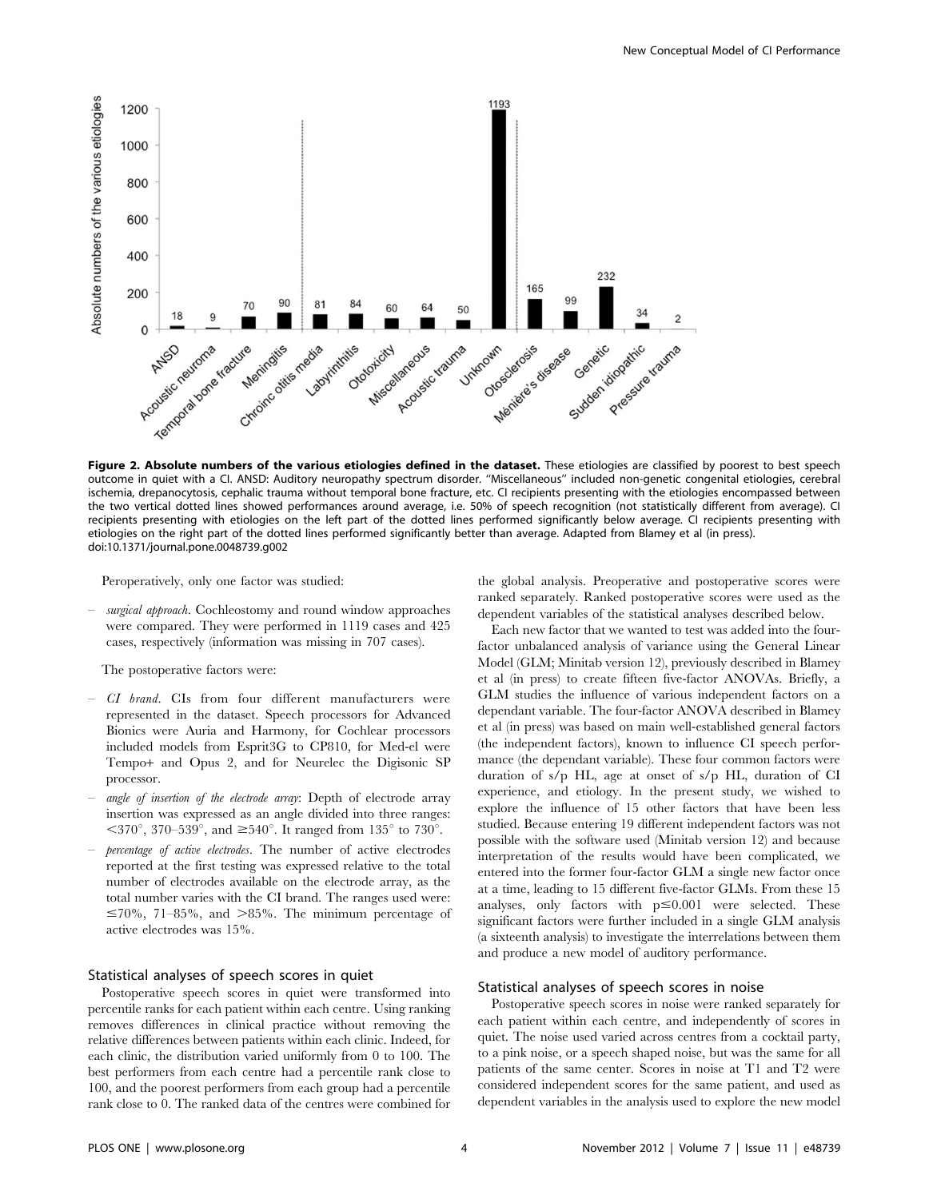**Figure 2. Absolute numbers of the various etiologies defined in the dataset.** These etiologies are classified by poorest to best speech outcome in quiet with a CI. ANSD: Auditory neuropathy spectrum disorder. "Miscellaneous" included non-genetic congenital etiologies, cerebral ischemia, drepanocytosis, cephalic trauma without temporal bone fracture, etc. CI recipients presenting with the etiologies encompassed between the two vertical dotted lines showed performances around average, i.e. 50% of speech recognition (not statistically different from average). CI recipients presenting with etiologies on the left part of the dotted lines performed significantly below average. CI recipients presenting with etiologies on the right part of the dotted lines performed significantly better than average. Adapted from Blamey et al (in press).
doi:10.1371/journal.pone.0048739.g002

Peroperatively, only one factor was studied:

– *surgical approach*. Cochleostomy and round window approaches were compared. They were performed in 1119 cases and 425 cases, respectively (information was missing in 707 cases).

The postoperative factors were:

– *CI brand*. CIs from four different manufacturers were represented in the dataset. Speech processors for Advanced Bionics were Auria and Harmony, for Cochlear processors included models from Esprit3G to CP810, for Med-el were Tempo+ and Opus 2, and for Neurelec the Digisonic SP processor.
– *angle of insertion of the electrode array*: Depth of electrode array insertion was expressed as an angle divided into three ranges: <370°, 370–539°, and ≥540°. It ranged from 135° to 730°.
– *percentage of active electrodes*. The number of active electrodes reported at the first testing was expressed relative to the total number of electrodes available on the electrode array, as the total number varies with the CI brand. The ranges used were: ≤70%, 71–85%, and >85%. The minimum percentage of active electrodes was 15%.

## Statistical analyses of speech scores in quiet

Postoperative speech scores in quiet were transformed into percentile ranks for each patient within each centre. Using ranking removes differences in clinical practice without removing the relative differences between patients within each clinic. Indeed, for each clinic, the distribution varied uniformly from 0 to 100. The best performers from each centre had a percentile rank close to 100, and the poorest performers from each group had a percentile rank close to 0. The ranked data of the centres were combined for the global analysis. Preoperative and postoperative scores were ranked separately. Ranked postoperative scores were used as the dependent variables of the statistical analyses described below.

Each new factor that we wanted to test was added into the four-factor unbalanced analysis of variance using the General Linear Model (GLM; Minitab version 12), previously described in Blamey et al (in press) to create fifteen five-factor ANOVAs. Briefly, a GLM studies the influence of various independent factors on a dependant variable. The four-factor ANOVA described in Blamey et al (in press) was based on main well-established general factors (the independent factors), known to influence CI speech performance (the dependant variable). These four common factors were duration of s/p HL, age at onset of s/p HL, duration of CI experience, and etiology. In the present study, we wished to explore the influence of 15 other factors that have been less studied. Because entering 19 different independent factors was not possible with the software used (Minitab version 12) and because interpretation of the results would have been complicated, we entered into the former four-factor GLM a single new factor once at a time, leading to 15 different five-factor GLMs. From these 15 analyses, only factors with $p \leq 0.001$ were selected. These significant factors were further included in a single GLM analysis (a sixteenth analysis) to investigate the interrelations between them and produce a new model of auditory performance.

## Statistical analyses of speech scores in noise

Postoperative speech scores in noise were ranked separately for each patient within each centre, and independently of scores in quiet. The noise used varied across centres from a cocktail party, to a pink noise, or a speech shaped noise, but was the same for all patients of the same center. Scores in noise at T1 and T2 were considered independent scores for the same patient, and used as dependent variables in the analysis used to explore the new model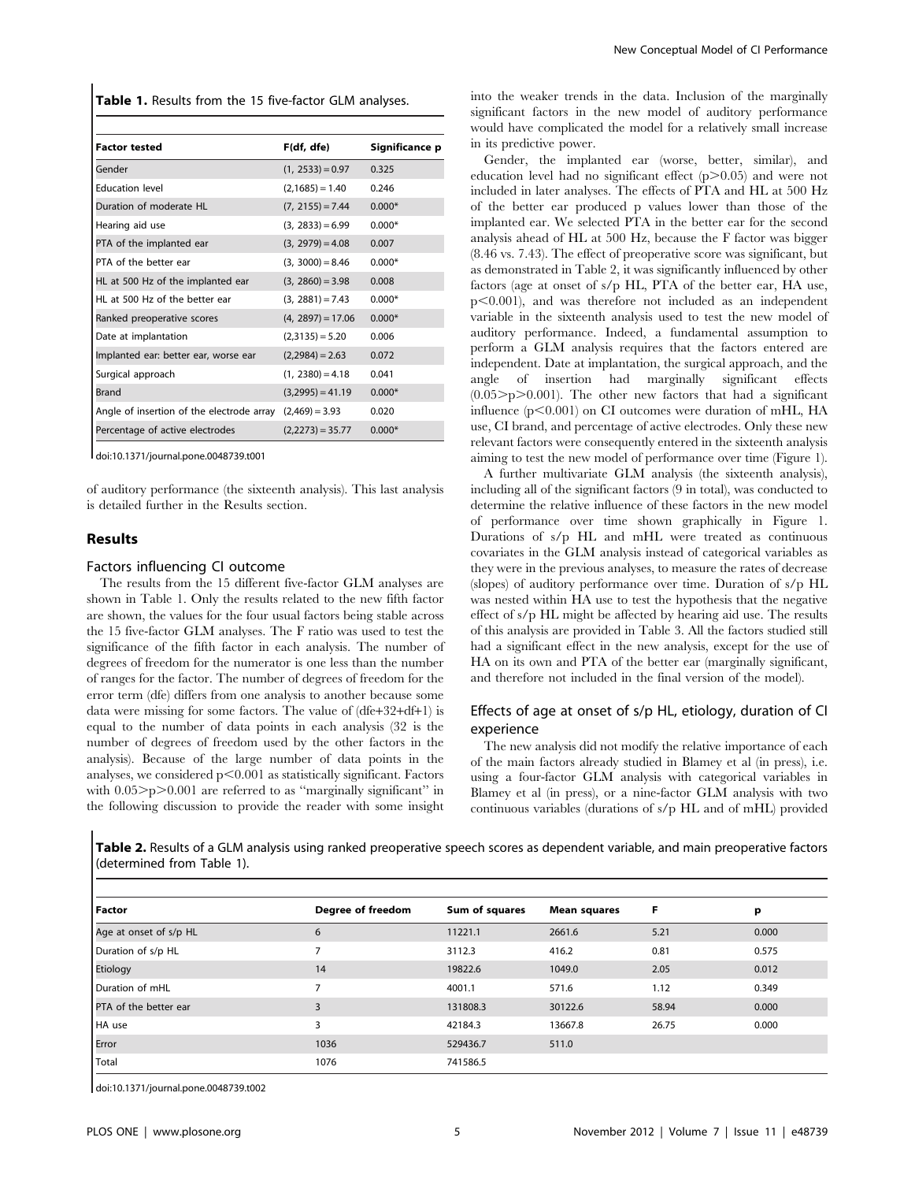**Table 1.** Results from the 15 five-factor GLM analyses.

| Factor tested | F(df, dfe) | Significance p |
|---|---|---|
| Gender | (1, 2533) = 0.97 | 0.325 |
| Education level | (2,1685) = 1.40 | 0.246 |
| Duration of moderate HL | (7, 2155) = 7.44 | 0.000* |
| Hearing aid use | (3, 2833) = 6.99 | 0.000* |
| PTA of the implanted ear | (3, 2979) = 4.08 | 0.007 |
| PTA of the better ear | (3, 3000) = 8.46 | 0.000* |
| HL at 500 Hz of the implanted ear | (3, 2860) = 3.98 | 0.008 |
| HL at 500 Hz of the better ear | (3, 2881) = 7.43 | 0.000* |
| Ranked preoperative scores | (4, 2897) = 17.06 | 0.000* |
| Date at implantation | (2,3135) = 5.20 | 0.006 |
| Implanted ear: better ear, worse ear | (2,2984) = 2.63 | 0.072 |
| Surgical approach | (1, 2380) = 4.18 | 0.041 |
| Brand | (3,2995) = 41.19 | 0.000* |
| Angle of insertion of the electrode array | (2,469) = 3.93 | 0.020 |
| Percentage of active electrodes | (2,2273) = 35.77 | 0.000* |

doi:10.1371/journal.pone.0048739.t001

of auditory performance (the sixteenth analysis). This last analysis is detailed further in the Results section.

## Results

### Factors influencing CI outcome

The results from the 15 different five-factor GLM analyses are shown in Table 1. Only the results related to the new fifth factor are shown, the values for the four usual factors being stable across the 15 five-factor GLM analyses. The F ratio was used to test the significance of the fifth factor in each analysis. The number of degrees of freedom for the numerator is one less than the number of ranges for the factor. The number of degrees of freedom for the error term (dfe) differs from one analysis to another because some data were missing for some factors. The value of (dfe+32+df+1) is equal to the number of data points in each analysis (32 is the number of degrees of freedom used by the other factors in the analysis). Because of the large number of data points in the analyses, we considered $p<0.001$ as statistically significant. Factors with $0.05>p>0.001$ are referred to as "marginally significant" in the following discussion to provide the reader with some insight into the weaker trends in the data. Inclusion of the marginally significant factors in the new model of auditory performance would have complicated the model for a relatively small increase in its predictive power.

Gender, the implanted ear (worse, better, similar), and education level had no significant effect ($p>0.05$) and were not included in later analyses. The effects of PTA and HL at 500 Hz of the better ear produced p values lower than those of the implanted ear. We selected PTA in the better ear for the second analysis ahead of HL at 500 Hz, because the F factor was bigger (8.46 vs. 7.43). The effect of preoperative score was significant, but as demonstrated in Table 2, it was significantly influenced by other factors (age at onset of s/p HL, PTA of the better ear, HA use, $p<0.001$), and was therefore not included as an independent variable in the sixteenth analysis used to test the new model of auditory performance. Indeed, a fundamental assumption to perform a GLM analysis requires that the factors entered are independent. Date at implantation, the surgical approach, and the angle of insertion had marginally significant effects ($0.05>p>0.001$). The other new factors that had a significant influence ($p<0.001$) on CI outcomes were duration of mHL, HA use, CI brand, and percentage of active electrodes. Only these new relevant factors were consequently entered in the sixteenth analysis aiming to test the new model of performance over time (Figure 1).

A further multivariate GLM analysis (the sixteenth analysis), including all of the significant factors (9 in total), was conducted to determine the relative influence of these factors in the new model of performance over time shown graphically in Figure 1. Durations of s/p HL and mHL were treated as continuous covariates in the GLM analysis instead of categorical variables as they were in the previous analyses, to measure the rates of decrease (slopes) of auditory performance over time. Duration of s/p HL was nested within HA use to test the hypothesis that the negative effect of s/p HL might be affected by hearing aid use. The results of this analysis are provided in Table 3. All the factors studied still had a significant effect in the new analysis, except for the use of HA on its own and PTA of the better ear (marginally significant, and therefore not included in the final version of the model).

### Effects of age at onset of s/p HL, etiology, duration of CI experience

The new analysis did not modify the relative importance of each of the main factors already studied in Blamey et al (in press), i.e. using a four-factor GLM analysis with categorical variables in Blamey et al (in press), or a nine-factor GLM analysis with two continuous variables (durations of s/p HL and of mHL) provided

**Table 2.** Results of a GLM analysis using ranked preoperative speech scores as dependent variable, and main preoperative factors (determined from Table 1).

| Factor | Degree of freedom | Sum of squares | Mean squares | F | p |
|---|---|---|---|---|---|
| Age at onset of s/p HL | 6 | 11221.1 | 2661.6 | 5.21 | 0.000 |
| Duration of s/p HL | 7 | 3112.3 | 416.2 | 0.81 | 0.575 |
| Etiology | 14 | 19822.6 | 1049.0 | 2.05 | 0.012 |
| Duration of mHL | 7 | 4001.1 | 571.6 | 1.12 | 0.349 |
| PTA of the better ear | 3 | 131808.3 | 30122.6 | 58.94 | 0.000 |
| HA use | 3 | 42184.3 | 13667.8 | 26.75 | 0.000 |
| Error | 1036 | 529436.7 | 511.0 | | |
| Total | 1076 | 741586.5 | | | |

doi:10.1371/journal.pone.0048739.t002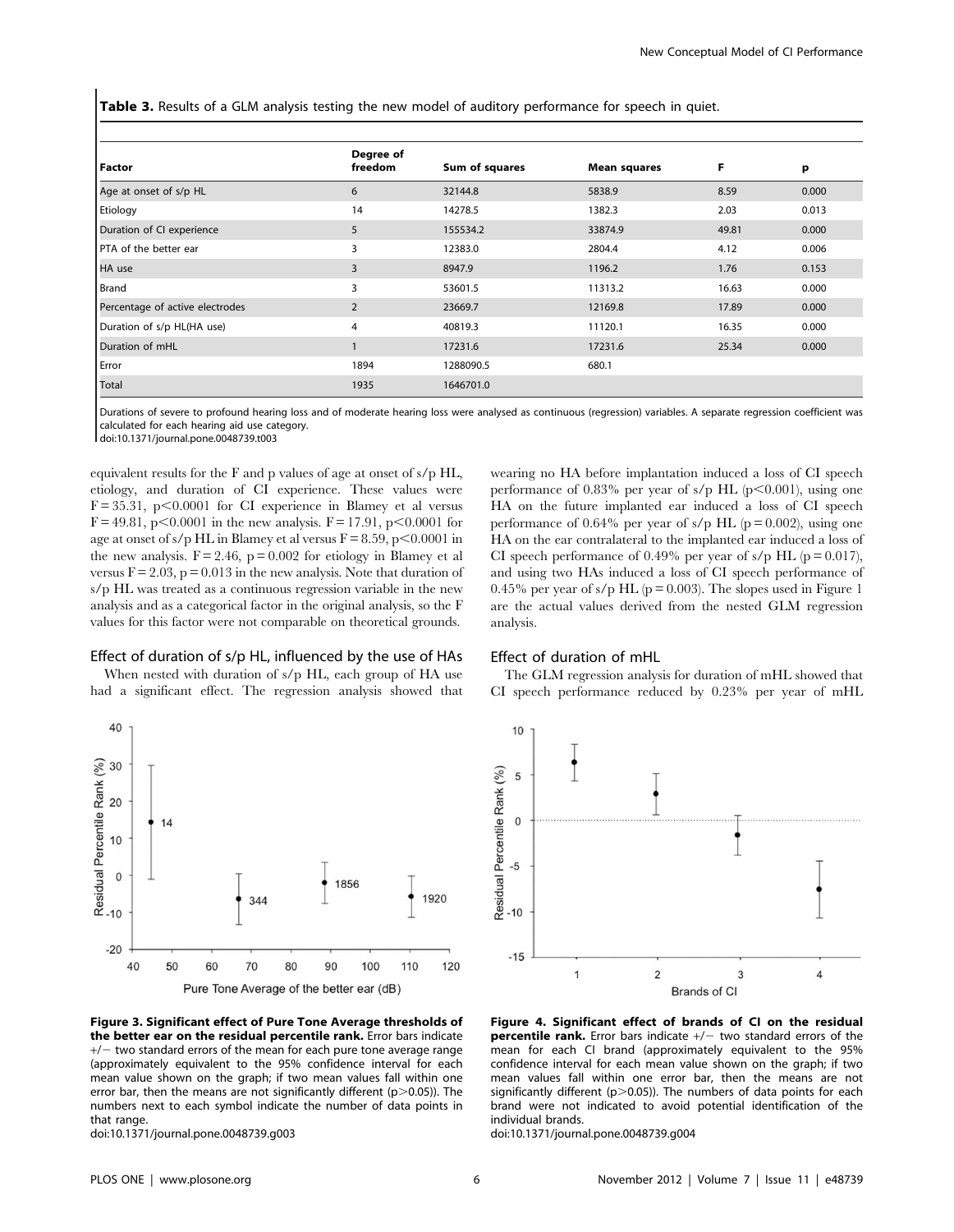**Table 3.** Results of a GLM analysis testing the new model of auditory performance for speech in quiet.

| Factor | Degree of freedom | Sum of squares | Mean squares | F | p |
|---|---|---|---|---|---|
| Age at onset of s/p HL | 6 | 32144.8 | 5838.9 | 8.59 | 0.000 |
| Etiology | 14 | 14278.5 | 1382.3 | 2.03 | 0.013 |
| Duration of CI experience | 5 | 155534.2 | 33874.9 | 49.81 | 0.000 |
| PTA of the better ear | 3 | 12383.0 | 2804.4 | 4.12 | 0.006 |
| HA use | 3 | 8947.9 | 1196.2 | 1.76 | 0.153 |
| Brand | 3 | 53601.5 | 11313.2 | 16.63 | 0.000 |
| Percentage of active electrodes | 2 | 23669.7 | 12169.8 | 17.89 | 0.000 |
| Duration of s/p HL(HA use) | 4 | 40819.3 | 11120.1 | 16.35 | 0.000 |
| Duration of mHL | 1 | 17231.6 | 17231.6 | 25.34 | 0.000 |
| Error | 1894 | 1288090.5 | 680.1 | | |
| Total | 1935 | 1646701.0 | | | |

Durations of severe to profound hearing loss and of moderate hearing loss were analysed as continuous (regression) variables. A separate regression coefficient was calculated for each hearing aid use category.
doi:10.1371/journal.pone.0048739.t003

equivalent results for the F and p values of age at onset of s/p HL, etiology, and duration of CI experience. These values were $F = 35.31$, $p<0.0001$ for CI experience in Blamey et al versus $F = 49.81$, $p<0.0001$ in the new analysis. $F = 17.91$, $p<0.0001$ for age at onset of s/p HL in Blamey et al versus $F = 8.59$, $p<0.0001$ in the new analysis. $F = 2.46$, $p = 0.002$ for etiology in Blamey et al versus $F = 2.03$, $p = 0.013$ in the new analysis. Note that duration of s/p HL was treated as a continuous regression variable in the new analysis and as a categorical factor in the original analysis, so the F values for this factor were not comparable on theoretical grounds.

### Effect of duration of s/p HL, influenced by the use of HAs

When nested with duration of s/p HL, each group of HA use had a significant effect. The regression analysis showed that wearing no HA before implantation induced a loss of CI speech performance of 0.83% per year of s/p HL ($p<0.001$), using one HA on the future implanted ear induced a loss of CI speech performance of 0.64% per year of s/p HL ($p = 0.002$), using one HA on the ear contralateral to the implanted ear induced a loss of CI speech performance of 0.49% per year of s/p HL ($p = 0.017$), and using two HAs induced a loss of CI speech performance of 0.45% per year of s/p HL ($p = 0.003$). The slopes used in Figure 1 are the actual values derived from the nested GLM regression analysis.

### Effect of duration of mHL

The GLM regression analysis for duration of mHL showed that CI speech performance reduced by 0.23% per year of mHL

**Figure 3. Significant effect of Pure Tone Average thresholds of the better ear on the residual percentile rank.** Error bars indicate +/− two standard errors of the mean for each pure tone average range (approximately equivalent to the 95% confidence interval for each mean value shown on the graph; if two mean values fall within one error bar, then the means are not significantly different ($p>0.05$)). The numbers next to each symbol indicate the number of data points in that range.
doi:10.1371/journal.pone.0048739.g003

**Figure 4. Significant effect of brands of CI on the residual percentile rank.** Error bars indicate +/− two standard errors of the mean for each CI brand (approximately equivalent to the 95% confidence interval for each mean value shown on the graph; if two mean values fall within one error bar, then the means are not significantly different ($p>0.05$)). The numbers of data points for each brand were not indicated to avoid potential identification of the individual brands.
doi:10.1371/journal.pone.0048739.g004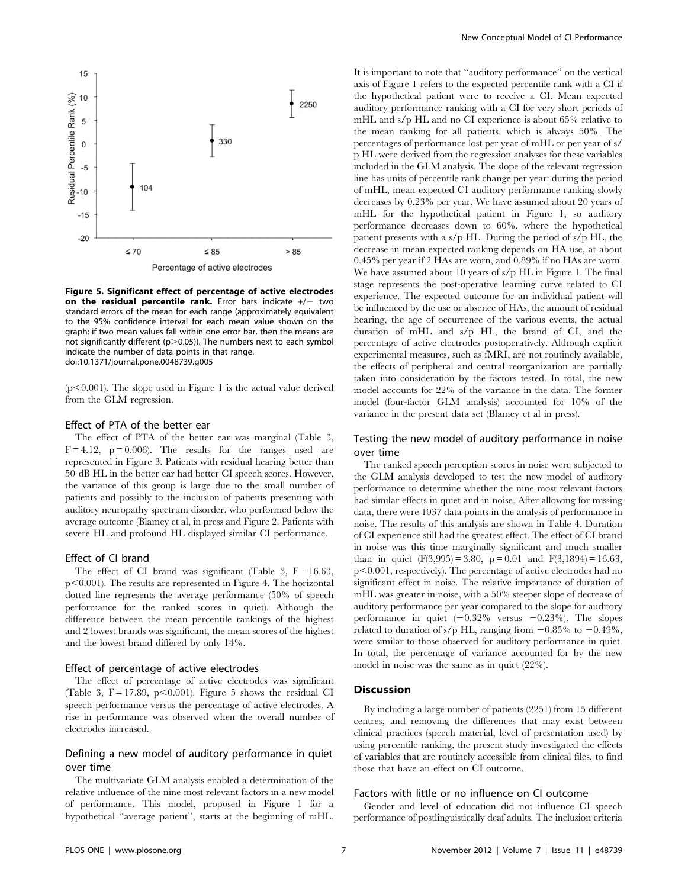Figure 5. Significant effect of percentage of active electrodes on the residual percentile rank. Error bars indicate +/− two standard errors of the mean for each range (approximately equivalent to the 95% confidence interval for each mean value shown on the graph; if two mean values fall within one error bar, then the means are not significantly different (p>0.05)). The numbers next to each symbol indicate the number of data points in that range.
doi:10.1371/journal.pone.0048739.g005

($p<0.001$). The slope used in Figure 1 is the actual value derived from the GLM regression.

### Effect of PTA of the better ear

The effect of PTA of the better ear was marginal (Table 3, $F=4.12$, $p=0.006$). The results for the ranges used are represented in Figure 3. Patients with residual hearing better than 50 dB HL in the better ear had better CI speech scores. However, the variance of this group is large due to the small number of patients and possibly to the inclusion of patients presenting with auditory neuropathy spectrum disorder, who performed below the average outcome (Blamey et al, in press and Figure 2. Patients with severe HL and profound HL displayed similar CI performance.

### Effect of CI brand

The effect of CI brand was significant (Table 3, $F=16.63$, $p<0.001$). The results are represented in Figure 4. The horizontal dotted line represents the average performance (50% of speech performance for the ranked scores in quiet). Although the difference between the mean percentile rankings of the highest and 2 lowest brands was significant, the mean scores of the highest and the lowest brand differed by only 14%.

### Effect of percentage of active electrodes

The effect of percentage of active electrodes was significant (Table 3, $F=17.89$, $p<0.001$). Figure 5 shows the residual CI speech performance versus the percentage of active electrodes. A rise in performance was observed when the overall number of electrodes increased.

### Defining a new model of auditory performance in quiet over time

The multivariate GLM analysis enabled a determination of the relative influence of the nine most relevant factors in a new model of performance. This model, proposed in Figure 1 for a hypothetical "average patient", starts at the beginning of mHL. It is important to note that "auditory performance" on the vertical axis of Figure 1 refers to the expected percentile rank with a CI if the hypothetical patient were to receive a CI. Mean expected auditory performance ranking with a CI for very short periods of mHL and s/p HL and no CI experience is about 65% relative to the mean ranking for all patients, which is always 50%. The percentages of performance lost per year of mHL or per year of s/p HL were derived from the regression analyses for these variables included in the GLM analysis. The slope of the relevant regression line has units of percentile rank change per year: during the period of mHL, mean expected CI auditory performance ranking slowly decreases by 0.23% per year. We have assumed about 20 years of mHL for the hypothetical patient in Figure 1, so auditory performance decreases down to 60%, where the hypothetical patient presents with a s/p HL. During the period of s/p HL, the decrease in mean expected ranking depends on HA use, at about 0.45% per year if 2 HAs are worn, and 0.89% if no HAs are worn. We have assumed about 10 years of s/p HL in Figure 1. The final stage represents the post-operative learning curve related to CI experience. The expected outcome for an individual patient will be influenced by the use or absence of HAs, the amount of residual hearing, the age of occurrence of the various events, the actual duration of mHL and s/p HL, the brand of CI, and the percentage of active electrodes postoperatively. Although explicit experimental measures, such as fMRI, are not routinely available, the effects of peripheral and central reorganization are partially taken into consideration by the factors tested. In total, the new model accounts for 22% of the variance in the data. The former model (four-factor GLM analysis) accounted for 10% of the variance in the present data set (Blamey et al in press).

### Testing the new model of auditory performance in noise over time

The ranked speech perception scores in noise were subjected to the GLM analysis developed to test the new model of auditory performance to determine whether the nine most relevant factors had similar effects in quiet and in noise. After allowing for missing data, there were 1037 data points in the analysis of performance in noise. The results of this analysis are shown in Table 4. Duration of CI experience still had the greatest effect. The effect of CI brand in noise was this time marginally significant and much smaller than in quiet ($F(3,995)=3.80$, $p=0.01$ and $F(3,1894)=16.63$, $p<0.001$, respectively). The percentage of active electrodes had no significant effect in noise. The relative importance of duration of mHL was greater in noise, with a 50% steeper slope of decrease of auditory performance per year compared to the slope for auditory performance in quiet (−0.32% versus −0.23%). The slopes related to duration of s/p HL, ranging from −0.85% to −0.49%, were similar to those observed for auditory performance in quiet. In total, the percentage of variance accounted for by the new model in noise was the same as in quiet (22%).

## Discussion

By including a large number of patients (2251) from 15 different centres, and removing the differences that may exist between clinical practices (speech material, level of presentation used) by using percentile ranking, the present study investigated the effects of variables that are routinely accessible from clinical files, to find those that have an effect on CI outcome.

### Factors with little or no influence on CI outcome

Gender and level of education did not influence CI speech performance of postlinguistically deaf adults. The inclusion criteria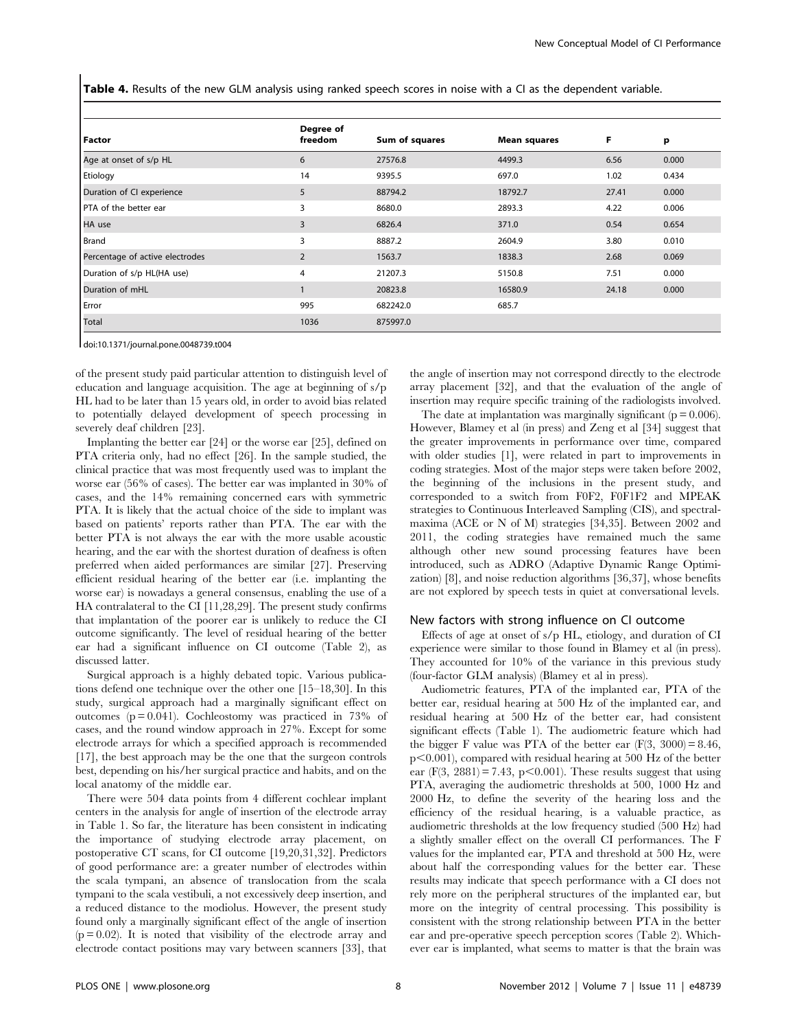**Table 4.** Results of the new GLM analysis using ranked speech scores in noise with a CI as the dependent variable.

| Factor | Degree of freedom | Sum of squares | Mean squares | F | p |
|---|---|---|---|---|---|
| Age at onset of s/p HL | 6 | 27576.8 | 4499.3 | 6.56 | 0.000 |
| Etiology | 14 | 9395.5 | 697.0 | 1.02 | 0.434 |
| Duration of CI experience | 5 | 88794.2 | 18792.7 | 27.41 | 0.000 |
| PTA of the better ear | 3 | 8680.0 | 2893.3 | 4.22 | 0.006 |
| HA use | 3 | 6826.4 | 371.0 | 0.54 | 0.654 |
| Brand | 3 | 8887.2 | 2604.9 | 3.80 | 0.010 |
| Percentage of active electrodes | 2 | 1563.7 | 1838.3 | 2.68 | 0.069 |
| Duration of s/p HL(HA use) | 4 | 21207.3 | 5150.8 | 7.51 | 0.000 |
| Duration of mHL | 1 | 20823.8 | 16580.9 | 24.18 | 0.000 |
| Error | 995 | 682242.0 | 685.7 | | |
| Total | 1036 | 875997.0 | | | |

doi:10.1371/journal.pone.0048739.t004

of the present study paid particular attention to distinguish level of education and language acquisition. The age at beginning of s/p HL had to be later than 15 years old, in order to avoid bias related to potentially delayed development of speech processing in severely deaf children [23].

Implanting the better ear [24] or the worse ear [25], defined on PTA criteria only, had no effect [26]. In the sample studied, the clinical practice that was most frequently used was to implant the worse ear (56% of cases). The better ear was implanted in 30% of cases, and the 14% remaining concerned ears with symmetric PTA. It is likely that the actual choice of the side to implant was based on patients' reports rather than PTA. The ear with the better PTA is not always the ear with the more usable acoustic hearing, and the ear with the shortest duration of deafness is often preferred when aided performances are similar [27]. Preserving efficient residual hearing of the better ear (i.e. implanting the worse ear) is nowadays a general consensus, enabling the use of a HA contralateral to the CI [11,28,29]. The present study confirms that implantation of the poorer ear is unlikely to reduce the CI outcome significantly. The level of residual hearing of the better ear had a significant influence on CI outcome (Table 2), as discussed latter.

Surgical approach is a highly debated topic. Various publications defend one technique over the other one [15–18,30]. In this study, surgical approach had a marginally significant effect on outcomes ($p = 0.041$). Cochleostomy was practiced in 73% of cases, and the round window approach in 27%. Except for some electrode arrays for which a specified approach is recommended [17], the best approach may be the one that the surgeon controls best, depending on his/her surgical practice and habits, and on the local anatomy of the middle ear.

There were 504 data points from 4 different cochlear implant centers in the analysis for angle of insertion of the electrode array in Table 1. So far, the literature has been consistent in indicating the importance of studying electrode array placement, on postoperative CT scans, for CI outcome [19,20,31,32]. Predictors of good performance are: a greater number of electrodes within the scala tympani, an absence of translocation from the scala tympani to the scala vestibuli, a not excessively deep insertion, and a reduced distance to the modiolus. However, the present study found only a marginally significant effect of the angle of insertion ($p = 0.02$). It is noted that visibility of the electrode array and electrode contact positions may vary between scanners [33], that the angle of insertion may not correspond directly to the electrode array placement [32], and that the evaluation of the angle of insertion may require specific training of the radiologists involved.

The date at implantation was marginally significant ($p = 0.006$). However, Blamey et al (in press) and Zeng et al [34] suggest that the greater improvements in performance over time, compared with older studies [1], were related in part to improvements in coding strategies. Most of the major steps were taken before 2002, the beginning of the inclusions in the present study, and corresponded to a switch from F0F2, F0F1F2 and MPEAK strategies to Continuous Interleaved Sampling (CIS), and spectral-maxima (ACE or N of M) strategies [34,35]. Between 2002 and 2011, the coding strategies have remained much the same although other new sound processing features have been introduced, such as ADRO (Adaptive Dynamic Range Optimization) [8], and noise reduction algorithms [36,37], whose benefits are not explored by speech tests in quiet at conversational levels.

## New factors with strong influence on CI outcome

Effects of age at onset of s/p HL, etiology, and duration of CI experience were similar to those found in Blamey et al (in press). They accounted for 10% of the variance in this previous study (four-factor GLM analysis) (Blamey et al in press).

Audiometric features, PTA of the implanted ear, PTA of the better ear, residual hearing at 500 Hz of the implanted ear, and residual hearing at 500 Hz of the better ear, had consistent significant effects (Table 1). The audiometric feature which had the bigger F value was PTA of the better ear ($F(3, 3000) = 8.46$, $p < 0.001$), compared with residual hearing at 500 Hz of the better ear ($F(3, 2881) = 7.43$, $p < 0.001$). These results suggest that using PTA, averaging the audiometric thresholds at 500, 1000 Hz and 2000 Hz, to define the severity of the hearing loss and the efficiency of the residual hearing, is a valuable practice, as audiometric thresholds at the low frequency studied (500 Hz) had a slightly smaller effect on the overall CI performances. The F values for the implanted ear, PTA and threshold at 500 Hz, were about half the corresponding values for the better ear. These results may indicate that speech performance with a CI does not rely more on the peripheral structures of the implanted ear, but more on the integrity of central processing. This possibility is consistent with the strong relationship between PTA in the better ear and pre-operative speech perception scores (Table 2). Whichever ear is implanted, what seems to matter is that the brain was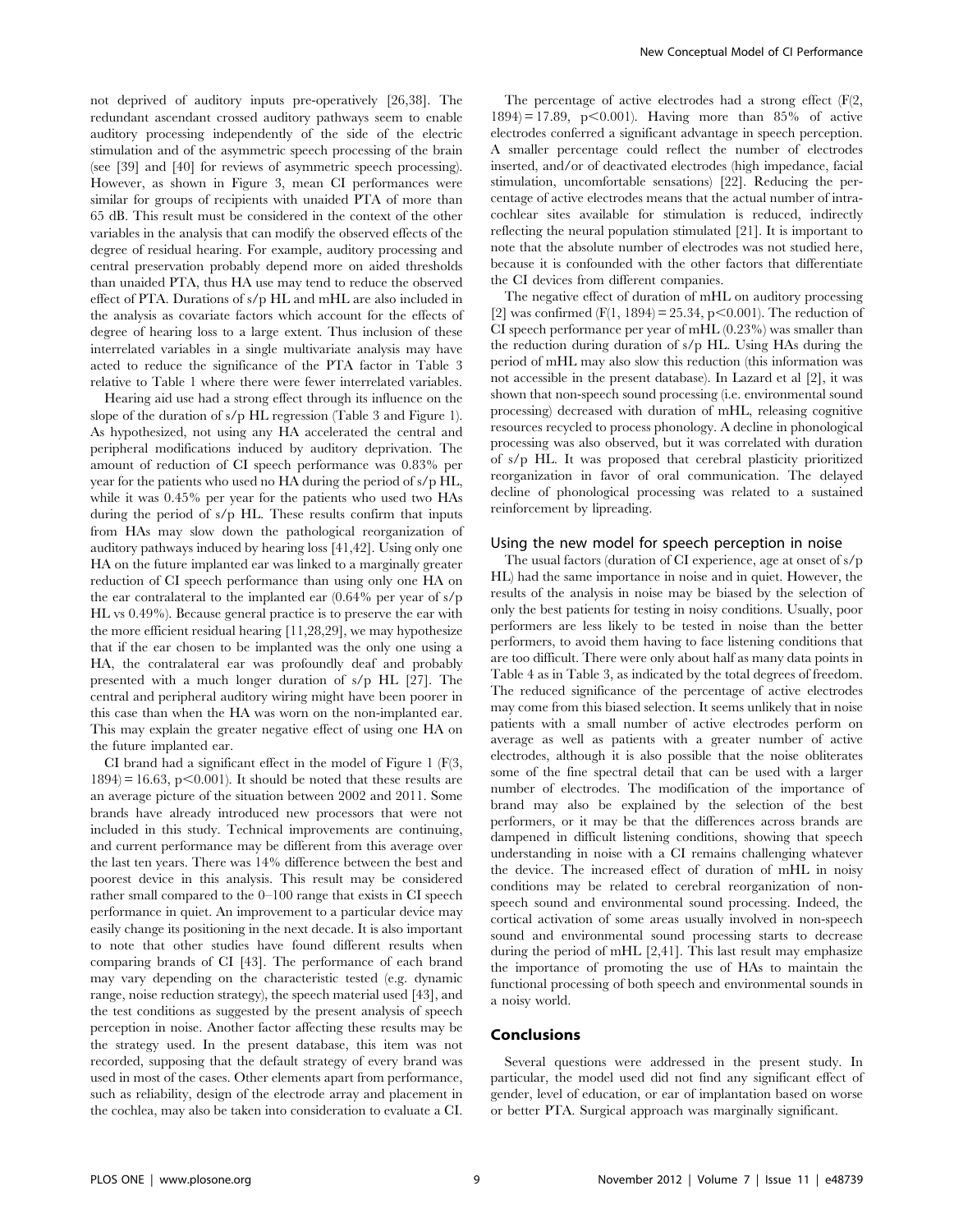not deprived of auditory inputs pre-operatively [26,38]. The redundant ascendant crossed auditory pathways seem to enable auditory processing independently of the side of the electric stimulation and of the asymmetric speech processing of the brain (see [39] and [40] for reviews of asymmetric speech processing). However, as shown in Figure 3, mean CI performances were similar for groups of recipients with unaided PTA of more than 65 dB. This result must be considered in the context of the other variables in the analysis that can modify the observed effects of the degree of residual hearing. For example, auditory processing and central preservation probably depend more on aided thresholds than unaided PTA, thus HA use may tend to reduce the observed effect of PTA. Durations of s/p HL and mHL are also included in the analysis as covariate factors which account for the effects of degree of hearing loss to a large extent. Thus inclusion of these interrelated variables in a single multivariate analysis may have acted to reduce the significance of the PTA factor in Table 3 relative to Table 1 where there were fewer interrelated variables.

Hearing aid use had a strong effect through its influence on the slope of the duration of s/p HL regression (Table 3 and Figure 1). As hypothesized, not using any HA accelerated the central and peripheral modifications induced by auditory deprivation. The amount of reduction of CI speech performance was 0.83% per year for the patients who used no HA during the period of s/p HL, while it was 0.45% per year for the patients who used two HAs during the period of s/p HL. These results confirm that inputs from HAs may slow down the pathological reorganization of auditory pathways induced by hearing loss [41,42]. Using only one HA on the future implanted ear was linked to a marginally greater reduction of CI speech performance than using only one HA on the ear contralateral to the implanted ear (0.64% per year of s/p HL vs 0.49%). Because general practice is to preserve the ear with the more efficient residual hearing [11,28,29], we may hypothesize that if the ear chosen to be implanted was the only one using a HA, the contralateral ear was profoundly deaf and probably presented with a much longer duration of s/p HL [27]. The central and peripheral auditory wiring might have been poorer in this case than when the HA was worn on the non-implanted ear. This may explain the greater negative effect of using one HA on the future implanted ear.

CI brand had a significant effect in the model of Figure 1 ($F(3, 1894) = 16.63$, $p < 0.001$). It should be noted that these results are an average picture of the situation between 2002 and 2011. Some brands have already introduced new processors that were not included in this study. Technical improvements are continuing, and current performance may be different from this average over the last ten years. There was 14% difference between the best and poorest device in this analysis. This result may be considered rather small compared to the 0–100 range that exists in CI speech performance in quiet. An improvement to a particular device may easily change its positioning in the next decade. It is also important to note that other studies have found different results when comparing brands of CI [43]. The performance of each brand may vary depending on the characteristic tested (e.g. dynamic range, noise reduction strategy), the speech material used [43], and the test conditions as suggested by the present analysis of speech perception in noise. Another factor affecting these results may be the strategy used. In the present database, this item was not recorded, supposing that the default strategy of every brand was used in most of the cases. Other elements apart from performance, such as reliability, design of the electrode array and placement in the cochlea, may also be taken into consideration to evaluate a CI.

The percentage of active electrodes had a strong effect ($F(2, 1894) = 17.89$, $p < 0.001$). Having more than 85% of active electrodes conferred a significant advantage in speech perception. A smaller percentage could reflect the number of electrodes inserted, and/or of deactivated electrodes (high impedance, facial stimulation, uncomfortable sensations) [22]. Reducing the percentage of active electrodes means that the actual number of intra-cochlear sites available for stimulation is reduced, indirectly reflecting the neural population stimulated [21]. It is important to note that the absolute number of electrodes was not studied here, because it is confounded with the other factors that differentiate the CI devices from different companies.

The negative effect of duration of mHL on auditory processing [2] was confirmed ($F(1, 1894) = 25.34$, $p < 0.001$). The reduction of CI speech performance per year of mHL (0.23%) was smaller than the reduction during duration of s/p HL. Using HAs during the period of mHL may also slow this reduction (this information was not accessible in the present database). In Lazard et al [2], it was shown that non-speech sound processing (i.e. environmental sound processing) decreased with duration of mHL, releasing cognitive resources recycled to process phonology. A decline in phonological processing was also observed, but it was correlated with duration of s/p HL. It was proposed that cerebral plasticity prioritized reorganization in favor of oral communication. The delayed decline of phonological processing was related to a sustained reinforcement by lipreading.

### Using the new model for speech perception in noise

The usual factors (duration of CI experience, age at onset of s/p HL) had the same importance in noise and in quiet. However, the results of the analysis in noise may be biased by the selection of only the best patients for testing in noisy conditions. Usually, poor performers are less likely to be tested in noise than the better performers, to avoid them having to face listening conditions that are too difficult. There were only about half as many data points in Table 4 as in Table 3, as indicated by the total degrees of freedom. The reduced significance of the percentage of active electrodes may come from this biased selection. It seems unlikely that in noise patients with a small number of active electrodes perform on average as well as patients with a greater number of active electrodes, although it is also possible that the noise obliterates some of the fine spectral detail that can be used with a larger number of electrodes. The modification of the importance of brand may also be explained by the selection of the best performers, or it may be that the differences across brands are dampened in difficult listening conditions, showing that speech understanding in noise with a CI remains challenging whatever the device. The increased effect of duration of mHL in noisy conditions may be related to cerebral reorganization of non-speech sound and environmental sound processing. Indeed, the cortical activation of some areas usually involved in non-speech sound and environmental sound processing starts to decrease during the period of mHL [2,41]. This last result may emphasize the importance of promoting the use of HAs to maintain the functional processing of both speech and environmental sounds in a noisy world.

## Conclusions

Several questions were addressed in the present study. In particular, the model used did not find any significant effect of gender, level of education, or ear of implantation based on worse or better PTA. Surgical approach was marginally significant.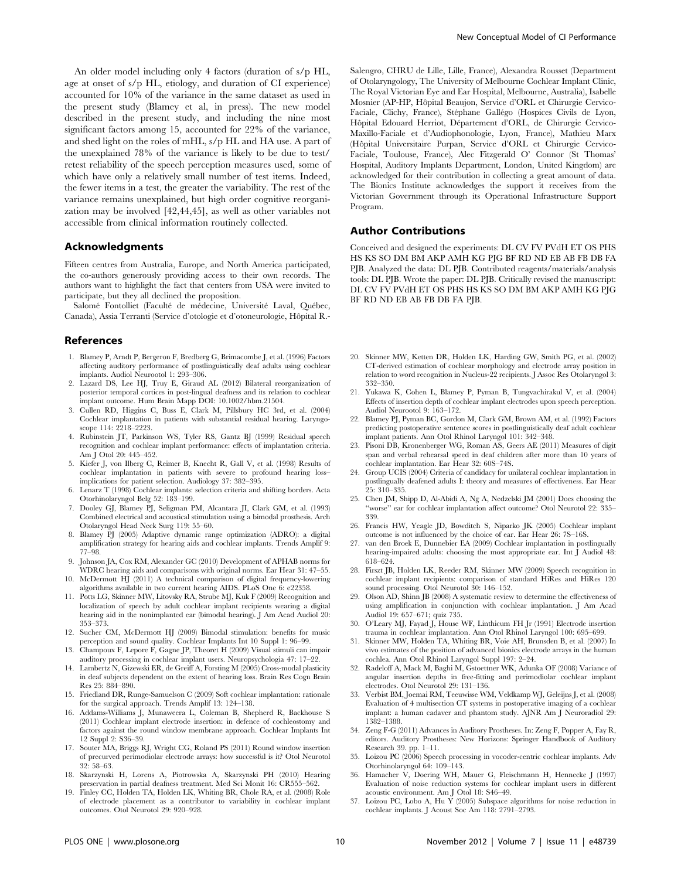An older model including only 4 factors (duration of s/p HL, age at onset of s/p HL, etiology, and duration of CI experience) accounted for 10% of the variance in the same dataset as used in the present study (Blamey et al, in press). The new model described in the present study, and including the nine most significant factors among 15, accounted for 22% of the variance, and shed light on the roles of mHL, s/p HL and HA use. A part of the unexplained 78% of the variance is likely to be due to test/retest reliability of the speech perception measures used, some of which have only a relatively small number of test items. Indeed, the fewer items in a test, the greater the variability. The rest of the variance remains unexplained, but high order cognitive reorganization may be involved [42,44,45], as well as other variables not accessible from clinical information routinely collected.

## Acknowledgments

Fifteen centres from Australia, Europe, and North America participated, the co-authors generously providing access to their own records. The authors want to highlight the fact that centers from USA were invited to participate, but they all declined the proposition.

Salomé Fontolliet (Faculté de médecine, Université Laval, Québec, Canada), Assia Terranti (Service d'otologie et d'otoneurologie, Hôpital R.-Salengro, CHRU de Lille, Lille, France), Alexandra Rousset (Department of Otolaryngology, The University of Melbourne Cochlear Implant Clinic, The Royal Victorian Eye and Ear Hospital, Melbourne, Australia), Isabelle Mosnier (AP-HP, Hôpital Beaujon, Service d'ORL et Chirurgie Cervico-Faciale, Clichy, France), Stéphane Gallégo (Hospices Civils de Lyon, Hôpital Edouard Herriot, Département d'ORL, de Chirurgie Cervico-Maxillo-Faciale et d'Audiophonologie, Lyon, France), Mathieu Marx (Hôpital Universitaire Purpan, Service d'ORL et Chirurgie Cervico-Faciale, Toulouse, France), Alec Fitzgerald O' Connor (St Thomas' Hospital, Auditory Implants Department, London, United Kingdom) are acknowledged for their contribution in collecting a great amount of data. The Bionics Institute acknowledges the support it receives from the Victorian Government through its Operational Infrastructure Support Program.

## Author Contributions

Conceived and designed the experiments: DL CV FV PVdH ET OS PHS HS KS SO DM BM AKP AMH KG PJG BF RD ND EB AB FB DB FA PJB. Analyzed the data: DL PJB. Contributed reagents/materials/analysis tools: DL PJB. Wrote the paper: DL PJB. Critically revised the manuscript: DL CV FV PVdH ET OS PHS HS KS SO DM BM AKP AMH KG PJG BF RD ND EB AB FB DB FA PJB.

## References

1. Blamey P, Arndt P, Bergeron F, Bredberg G, Brimacombe J, et al. (1996) Factors affecting auditory performance of postlinguistically deaf adults using cochlear implants. Audiol Neurootol 1: 293–306.
2. Lazard DS, Lee HJ, Truy E, Giraud AL (2012) Bilateral reorganization of posterior temporal cortices in post-lingual deafness and its relation to cochlear implant outcome. Hum Brain Mapp DOI: 10.1002/hbm.21504.
3. Cullen RD, Higgins C, Buss E, Clark M, Pillsbury HC 3rd, et al. (2004) Cochlear implantation in patients with substantial residual hearing. Laryngoscope 114: 2218–2223.
4. Rubinstein JT, Parkinson WS, Tyler RS, Gantz BJ (1999) Residual speech recognition and cochlear implant performance: effects of implantation criteria. Am J Otol 20: 445–452.
5. Kiefer J, von Ilberg C, Reimer B, Knecht R, Gall V, et al. (1998) Results of cochlear implantation in patients with severe to profound hearing loss–implications for patient selection. Audiology 37: 382–395.
6. Lenarz T (1998) Cochlear implants: selection criteria and shifting borders. Acta Otorhinolaryngol Belg 52: 183–199.
7. Dooley GJ, Blamey PJ, Seligman PM, Alcantara JI, Clark GM, et al. (1993) Combined electrical and acoustical stimulation using a bimodal prosthesis. Arch Otolaryngol Head Neck Surg 119: 55–60.
8. Blamey PJ (2005) Adaptive dynamic range optimization (ADRO): a digital amplification strategy for hearing aids and cochlear implants. Trends Amplif 9: 77–98.
9. Johnson JA, Cox RM, Alexander GC (2010) Development of APHAB norms for WDRC hearing aids and comparisons with original norms. Ear Hear 31: 47–55.
10. McDermott HJ (2011) A technical comparison of digital frequency-lowering algorithms available in two current hearing AIDS. PLoS One 6: e22358.
11. Potts LG, Skinner MW, Litovsky RA, Strube MJ, Kuk F (2009) Recognition and localization of speech by adult cochlear implant recipients wearing a digital hearing aid in the nonimplanted ear (bimodal hearing). J Am Acad Audiol 20: 353–373.
12. Sucher CM, McDermott HJ (2009) Bimodal stimulation: benefits for music perception and sound quality. Cochlear Implants Int 10 Suppl 1: 96–99.
13. Champoux F, Lepore F, Gagne JP, Theoret H (2009) Visual stimuli can impair auditory processing in cochlear implant users. Neuropsychologia 47: 17–22.
14. Lambertz N, Gizewski ER, de Greiff A, Forsting M (2005) Cross-modal plasticity in deaf subjects dependent on the extent of hearing loss. Brain Res Cogn Brain Res 25: 884–890.
15. Friedland DR, Runge-Samuelson C (2009) Soft cochlear implantation: rationale for the surgical approach. Trends Amplif 13: 124–138.
16. Addams-Williams J, Munaweera L, Coleman B, Shepherd R, Backhouse S (2011) Cochlear implant electrode insertion: in defence of cochleostomy and factors against the round window membrane approach. Cochlear Implants Int 12 Suppl 2: S36–39.
17. Souter MA, Briggs RJ, Wright CG, Roland PS (2011) Round window insertion of precurved perimodiolar electrode arrays: how successful is it? Otol Neurotol 32: 58–63.
18. Skarzynski H, Lorens A, Piotrowska A, Skarzynski PH (2010) Hearing preservation in partial deafness treatment. Med Sci Monit 16: CR555–562.
19. Finley CC, Holden TA, Holden LK, Whiting BR, Chole RA, et al. (2008) Role of electrode placement as a contributor to variability in cochlear implant outcomes. Otol Neurotol 29: 920–928.
20. Skinner MW, Ketten DR, Holden LK, Harding GW, Smith PG, et al. (2002) CT-derived estimation of cochlear morphology and electrode array position in relation to word recognition in Nucleus-22 recipients. J Assoc Res Otolaryngol 3: 332–350.
21. Yukawa K, Cohen L, Blamey P, Pyman B, Tungvachirakul V, et al. (2004) Effects of insertion depth of cochlear implant electrodes upon speech perception. Audiol Neurootol 9: 163–172.
22. Blamey PJ, Pyman BC, Gordon M, Clark GM, Brown AM, et al. (1992) Factors predicting postoperative sentence scores in postlinguistically deaf adult cochlear implant patients. Ann Otol Rhinol Laryngol 101: 342–348.
23. Pisoni DB, Kronenberger WG, Roman AS, Geers AE (2011) Measures of digit span and verbal rehearsal speed in deaf children after more than 10 years of cochlear implantation. Ear Hear 32: 60S–74S.
24. Group UCIS (2004) Criteria of candidacy for unilateral cochlear implantation in postlingually deafened adults I: theory and measures of effectiveness. Ear Hear 25: 310–335.
25. Chen JM, Shipp D, Al-Abidi A, Ng A, Nedzelski JM (2001) Does choosing the "worse" ear for cochlear implantation affect outcome? Otol Neurotol 22: 335–339.
26. Francis HW, Yeagle JD, Bowditch S, Niparko JK (2005) Cochlear implant outcome is not influenced by the choice of ear. Ear Hear 26: 7S–16S.
27. van den Broek E, Dunnebier EA (2009) Cochlear implantation in postlingually hearing-impaired adults: choosing the most appropriate ear. Int J Audiol 48: 618–624.
28. Firszt JB, Holden LK, Reeder RM, Skinner MW (2009) Speech recognition in cochlear implant recipients: comparison of standard HiRes and HiRes 120 sound processing. Otol Neurotol 30: 146–152.
29. Olson AD, Shinn JB (2008) A systematic review to determine the effectiveness of using amplification in conjunction with cochlear implantation. J Am Acad Audiol 19: 657–671; quiz 735.
30. O'Leary MJ, Fayad J, House WF, Linthicum FH Jr (1991) Electrode insertion trauma in cochlear implantation. Ann Otol Rhinol Laryngol 100: 695–699.
31. Skinner MW, Holden TA, Whiting BR, Voie AH, Brunsden B, et al. (2007) In vivo estimates of the position of advanced bionics electrode arrays in the human cochlea. Ann Otol Rhinol Laryngol Suppl 197: 2–24.
32. Radeloff A, Mack M, Baghi M, Gstoettner WK, Adunka OF (2008) Variance of angular insertion depths in free-fitting and perimodiolar cochlear implant electrodes. Otol Neurotol 29: 131–136.
33. Verbist BM, Joemai RM, Teeuwisse WM, Veldkamp WJ, Geleijns J, et al. (2008) Evaluation of 4 multisection CT systems in postoperative imaging of a cochlear implant: a human cadaver and phantom study. AJNR Am J Neuroradiol 29: 1382–1388.
34. Zeng F-G (2011) Advances in Auditory Prostheses. In: Zeng F, Popper A, Fay R, editors. Auditory Prostheses: New Horizons: Springer Handbook of Auditory Research 39. pp. 1–11.
35. Loizou PC (2006) Speech processing in vocoder-centric cochlear implants. Adv Otorhinolaryngol 64: 109–143.
36. Hamacher V, Doering WH, Mauer G, Fleischmann H, Hennecke J (1997) Evaluation of noise reduction systems for cochlear implant users in different acoustic environment. Am J Otol 18: S46–49.
37. Loizou PC, Lobo A, Hu Y (2005) Subspace algorithms for noise reduction in cochlear implants. J Acoust Soc Am 118: 2791–2793.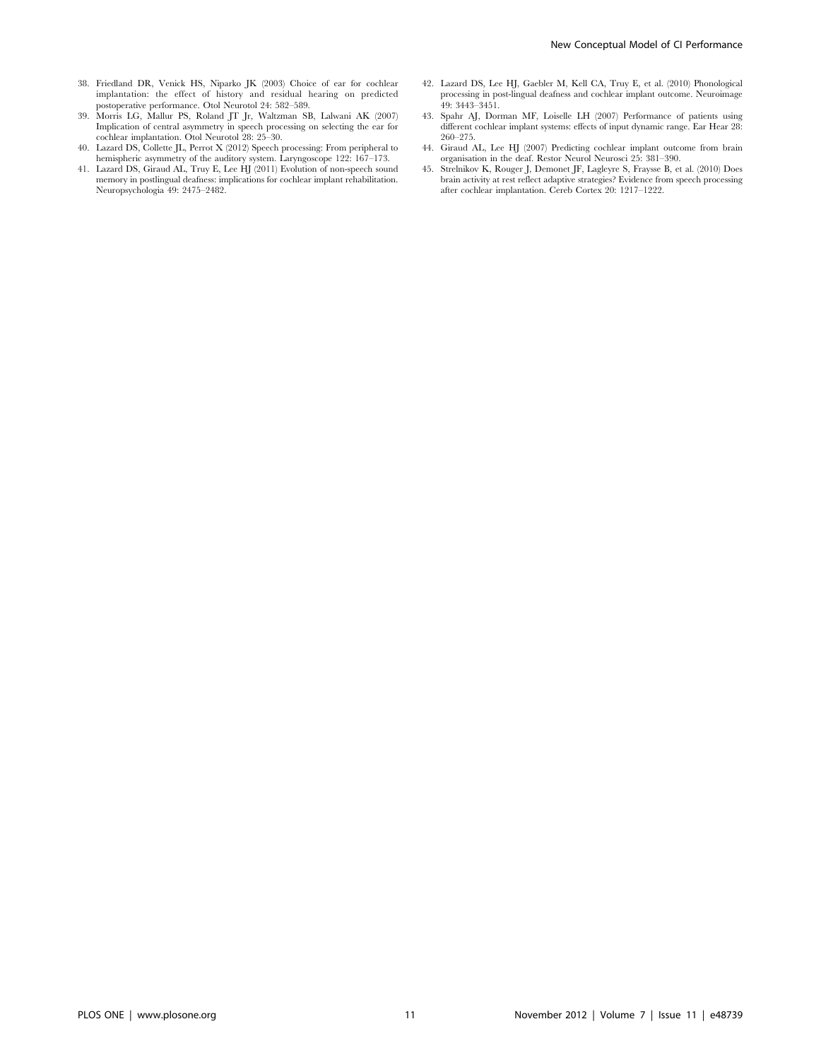38. Friedland DR, Venick HS, Niparko JK (2003) Choice of ear for cochlear implantation: the effect of history and residual hearing on predicted postoperative performance. Otol Neurotol 24: 582–589.
39. Morris LG, Mallur PS, Roland JT Jr, Waltzman SB, Lalwani AK (2007) Implication of central asymmetry in speech processing on selecting the ear for cochlear implantation. Otol Neurotol 28: 25–30.
40. Lazard DS, Collette JL, Perrot X (2012) Speech processing: From peripheral to hemispheric asymmetry of the auditory system. Laryngoscope 122: 167–173.
41. Lazard DS, Giraud AL, Truy E, Lee HJ (2011) Evolution of non-speech sound memory in postlingual deafness: implications for cochlear implant rehabilitation. Neuropsychologia 49: 2475–2482.
42. Lazard DS, Lee HJ, Gaebler M, Kell CA, Truy E, et al. (2010) Phonological processing in post-lingual deafness and cochlear implant outcome. Neuroimage 49: 3443–3451.
43. Spahr AJ, Dorman MF, Loiselle LH (2007) Performance of patients using different cochlear implant systems: effects of input dynamic range. Ear Hear 28: 260–275.
44. Giraud AL, Lee HJ (2007) Predicting cochlear implant outcome from brain organisation in the deaf. Restor Neurol Neurosci 25: 381–390.
45. Strelnikov K, Rouger J, Demonet JF, Lagleyre S, Fraysse B, et al. (2010) Does brain activity at rest reflect adaptive strategies? Evidence from speech processing after cochlear implantation. Cereb Cortex 20: 1217–1222.